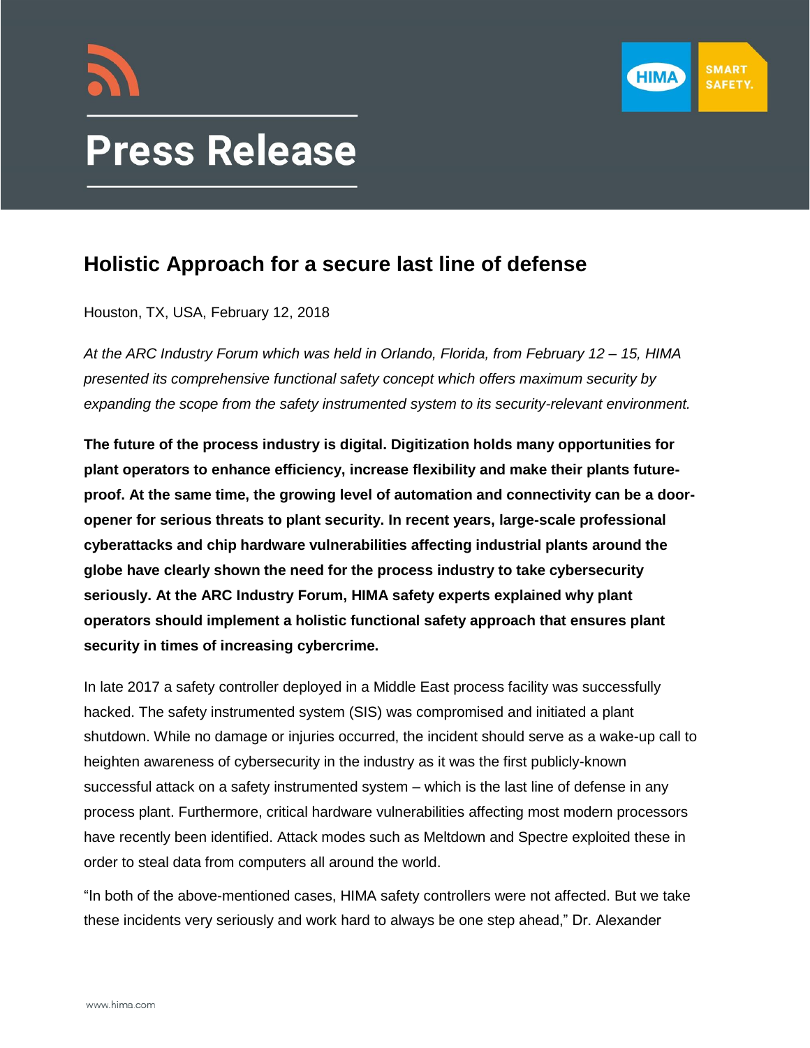# Press Release

## Holistic Approach for a secure last line of defense

Houston, TX, USA, February 12, 2018

*At the ARC Industry Forum which was held in Orlando, Florida, from February 12 – 15, HIMA presented its comprehensive functional safety concept which offers maximum security by expanding the scope from the safety instrumented system to its security-relevant environment.*

**The future of the process industry is digital. Digitization holds many opportunities for plant operators to enhance efficiency, increase flexibility and make their plants future-proof. At the same time, the growing level of automation and connectivity can be a door-opener for serious threats to plant security. In recent years, large-scale professional cyberattacks and chip hardware vulnerabilities affecting industrial plants around the globe have clearly shown the need for the process industry to take cybersecurity seriously. At the ARC Industry Forum, HIMA safety experts explained why plant operators should implement a holistic functional safety approach that ensures plant security in times of increasing cybercrime.**

In late 2017 a safety controller deployed in a Middle East process facility was successfully hacked. The safety instrumented system (SIS) was compromised and initiated a plant shutdown. While no damage or injuries occurred, the incident should serve as a wake-up call to heighten awareness of cybersecurity in the industry as it was the first publicly-known successful attack on a safety instrumented system – which is the last line of defense in any process plant. Furthermore, critical hardware vulnerabilities affecting most modern processors have recently been identified. Attack modes such as Meltdown and Spectre exploited these in order to steal data from computers all around the world.

"In both of the above-mentioned cases, HIMA safety controllers were not affected. But we take these incidents very seriously and work hard to always be one step ahead," Dr. Alexander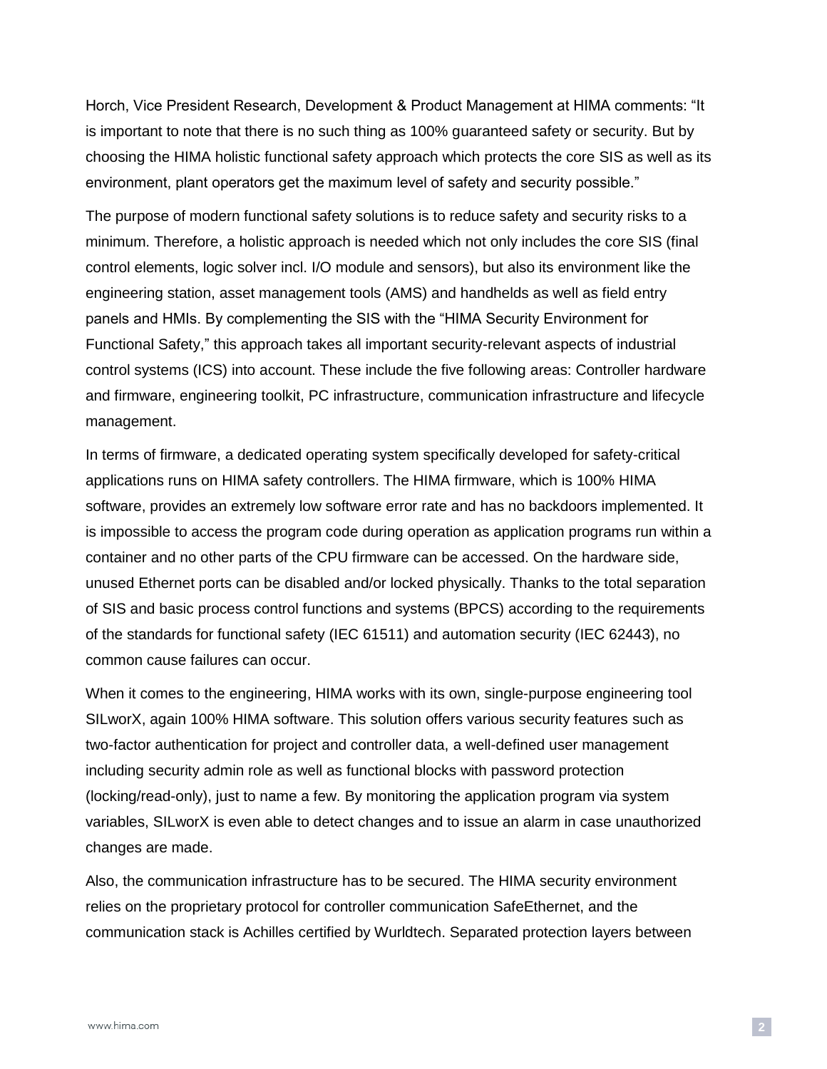Horch, Vice President Research, Development & Product Management at HIMA comments: “It is important to note that there is no such thing as 100% guaranteed safety or security. But by choosing the HIMA holistic functional safety approach which protects the core SIS as well as its environment, plant operators get the maximum level of safety and security possible.”

The purpose of modern functional safety solutions is to reduce safety and security risks to a minimum. Therefore, a holistic approach is needed which not only includes the core SIS (final control elements, logic solver incl. I/O module and sensors), but also its environment like the engineering station, asset management tools (AMS) and handhelds as well as field entry panels and HMIs. By complementing the SIS with the “HIMA Security Environment for Functional Safety,” this approach takes all important security-relevant aspects of industrial control systems (ICS) into account. These include the five following areas: Controller hardware and firmware, engineering toolkit, PC infrastructure, communication infrastructure and lifecycle management.

In terms of firmware, a dedicated operating system specifically developed for safety-critical applications runs on HIMA safety controllers. The HIMA firmware, which is 100% HIMA software, provides an extremely low software error rate and has no backdoors implemented. It is impossible to access the program code during operation as application programs run within a container and no other parts of the CPU firmware can be accessed. On the hardware side, unused Ethernet ports can be disabled and/or locked physically. Thanks to the total separation of SIS and basic process control functions and systems (BPCS) according to the requirements of the standards for functional safety (IEC 61511) and automation security (IEC 62443), no common cause failures can occur.

When it comes to the engineering, HIMA works with its own, single-purpose engineering tool SILworX, again 100% HIMA software. This solution offers various security features such as two-factor authentication for project and controller data, a well-defined user management including security admin role as well as functional blocks with password protection (locking/read-only), just to name a few. By monitoring the application program via system variables, SILworX is even able to detect changes and to issue an alarm in case unauthorized changes are made.

Also, the communication infrastructure has to be secured. The HIMA security environment relies on the proprietary protocol for controller communication SafeEthernet, and the communication stack is Achilles certified by Wurldtech. Separated protection layers between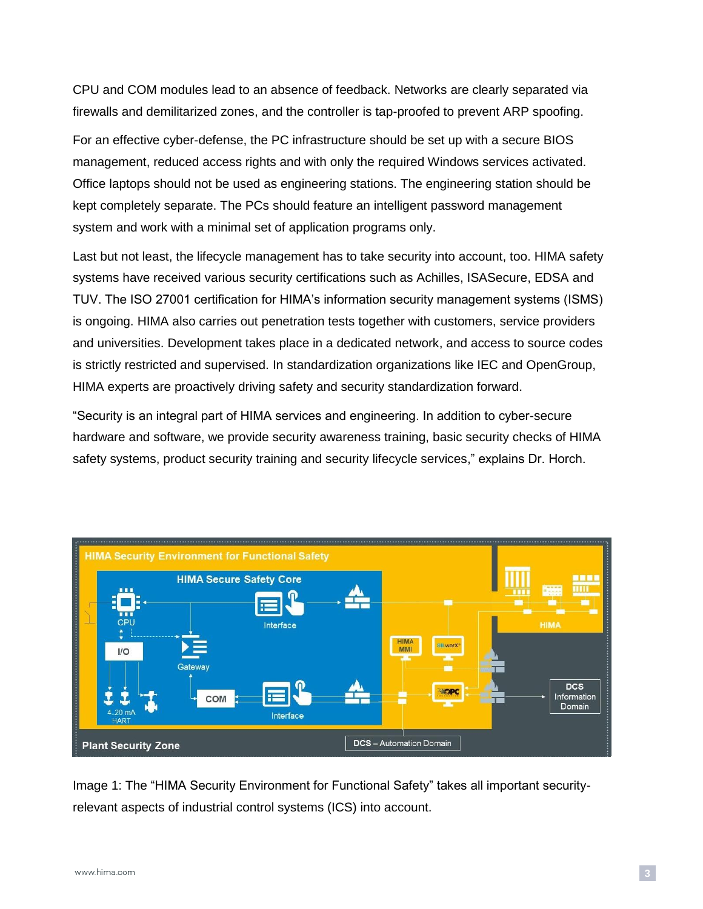CPU and COM modules lead to an absence of feedback. Networks are clearly separated via firewalls and demilitarized zones, and the controller is tap-proofed to prevent ARP spoofing.

For an effective cyber-defense, the PC infrastructure should be set up with a secure BIOS management, reduced access rights and with only the required Windows services activated. Office laptops should not be used as engineering stations. The engineering station should be kept completely separate. The PCs should feature an intelligent password management system and work with a minimal set of application programs only.

Last but not least, the lifecycle management has to take security into account, too. HIMA safety systems have received various security certifications such as Achilles, ISASecure, EDSA and TUV. The ISO 27001 certification for HIMA's information security management systems (ISMS) is ongoing. HIMA also carries out penetration tests together with customers, service providers and universities. Development takes place in a dedicated network, and access to source codes is strictly restricted and supervised. In standardization organizations like IEC and OpenGroup, HIMA experts are proactively driving safety and security standardization forward.

"Security is an integral part of HIMA services and engineering. In addition to cyber-secure hardware and software, we provide security awareness training, basic security checks of HIMA safety systems, product security training and security lifecycle services," explains Dr. Horch.

Image 1: The "HIMA Security Environment for Functional Safety" takes all important security-relevant aspects of industrial control systems (ICS) into account.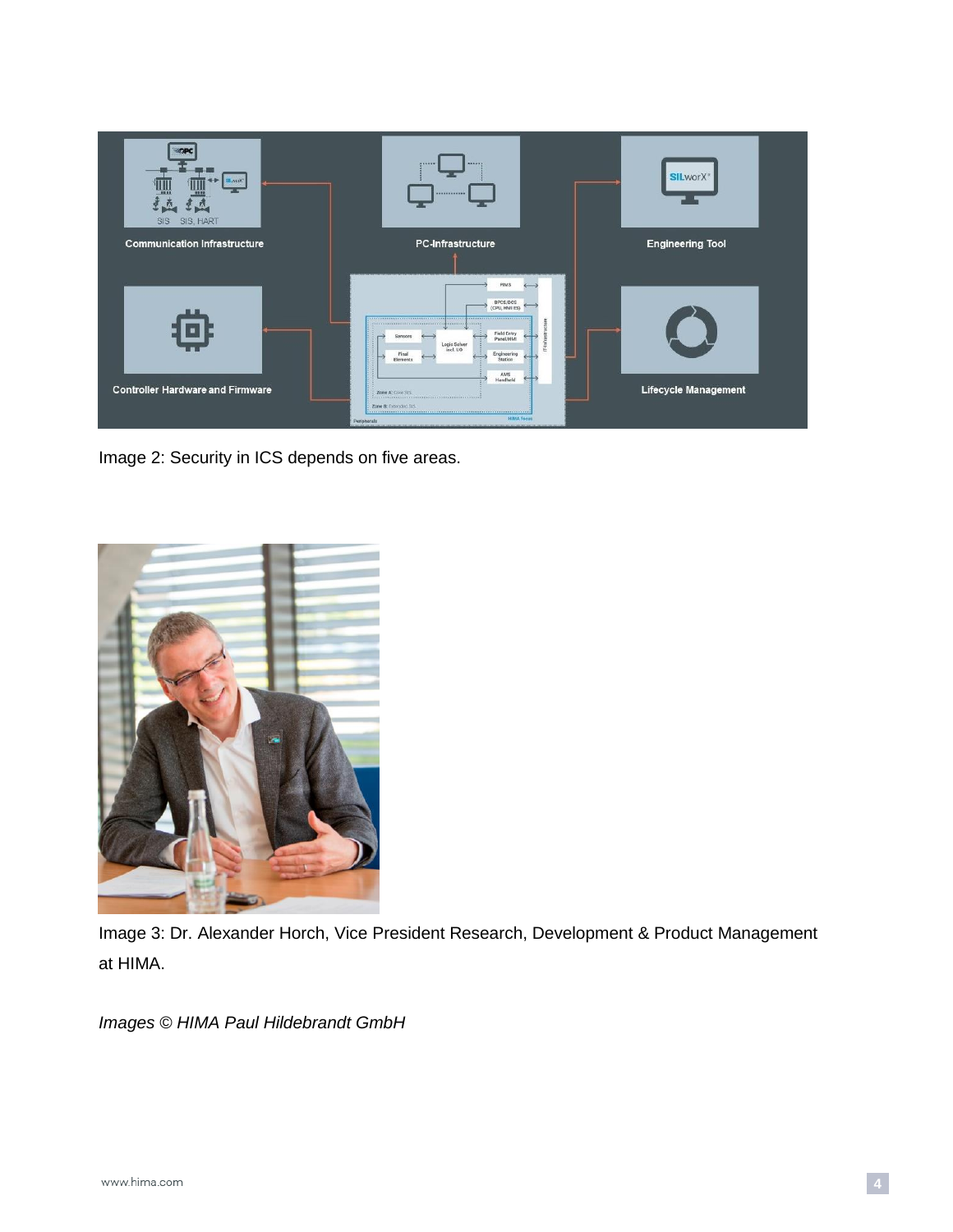Image 2: Security in ICS depends on five areas.

Image 3: Dr. Alexander Horch, Vice President Research, Development & Product Management at HIMA.

*Images © HIMA Paul Hildebrandt GmbH*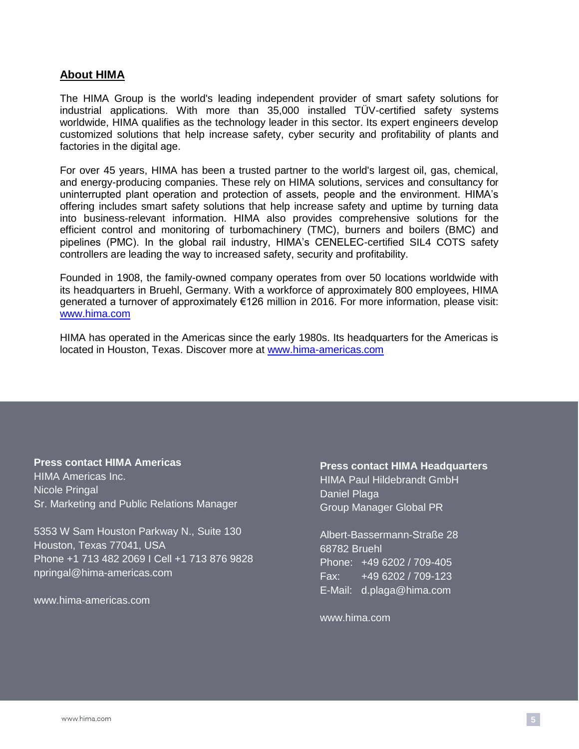## About HIMA

The HIMA Group is the world's leading independent provider of smart safety solutions for industrial applications. With more than 35,000 installed TÜV-certified safety systems worldwide, HIMA qualifies as the technology leader in this sector. Its expert engineers develop customized solutions that help increase safety, cyber security and profitability of plants and factories in the digital age.

For over 45 years, HIMA has been a trusted partner to the world's largest oil, gas, chemical, and energy-producing companies. These rely on HIMA solutions, services and consultancy for uninterrupted plant operation and protection of assets, people and the environment. HIMA's offering includes smart safety solutions that help increase safety and uptime by turning data into business-relevant information. HIMA also provides comprehensive solutions for the efficient control and monitoring of turbomachinery (TMC), burners and boilers (BMC) and pipelines (PMC). In the global rail industry, HIMA's CENELEC-certified SIL4 COTS safety controllers are leading the way to increased safety, security and profitability.

Founded in 1908, the family-owned company operates from over 50 locations worldwide with its headquarters in Bruehl, Germany. With a workforce of approximately 800 employees, HIMA generated a turnover of approximately €126 million in 2016. For more information, please visit: www.hima.com

HIMA has operated in the Americas since the early 1980s. Its headquarters for the Americas is located in Houston, Texas. Discover more at www.hima-americas.com

**Press contact HIMA Americas**
HIMA Americas Inc.
Nicole Pringal
Sr. Marketing and Public Relations Manager

5353 W Sam Houston Parkway N., Suite 130
Houston, Texas 77041, USA
Phone +1 713 482 2069 I Cell +1 713 876 9828
npringal@hima-americas.com

www.hima-americas.com

**Press contact HIMA Headquarters**
HIMA Paul Hildebrandt GmbH
Daniel Plaga
Group Manager Global PR

Albert-Bassermann-Straße 28
68782 Bruehl
Phone: +49 6202 / 709-405
Fax: +49 6202 / 709-123
E-Mail: d.plaga@hima.com

www.hima.com